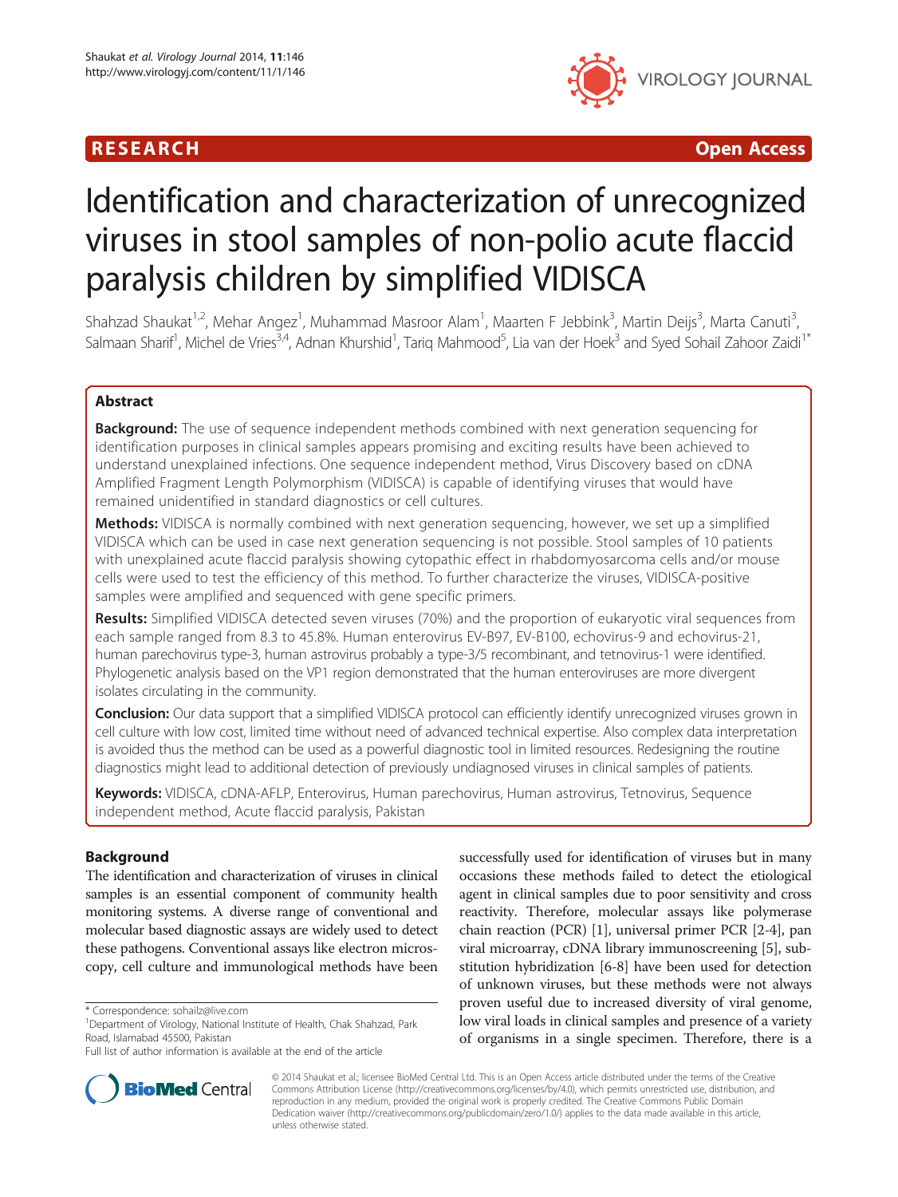RESEARCH Open Access

# Identification and characterization of unrecognized viruses in stool samples of non-polio acute flaccid paralysis children by simplified VIDISCA

Shahzad Shaukat[1,2], Mehar Angez[1], Muhammad Masroor Alam[1], Maarten F Jebbink[3], Martin Deijs[3], Marta Canuti[3], Salmaan Sharif[1], Michel de Vries[3,4], Adnan Khurshid[1], Tariq Mahmood[5], Lia van der Hoek[3] and Syed Sohail Zahoor Zaidi[1*]

## Abstract

**Background:** The use of sequence independent methods combined with next generation sequencing for identification purposes in clinical samples appears promising and exciting results have been achieved to understand unexplained infections. One sequence independent method, Virus Discovery based on cDNA Amplified Fragment Length Polymorphism (VIDISCA) is capable of identifying viruses that would have remained unidentified in standard diagnostics or cell cultures.

**Methods:** VIDISCA is normally combined with next generation sequencing, however, we set up a simplified VIDISCA which can be used in case next generation sequencing is not possible. Stool samples of 10 patients with unexplained acute flaccid paralysis showing cytopathic effect in rhabdomyosarcoma cells and/or mouse cells were used to test the efficiency of this method. To further characterize the viruses, VIDISCA-positive samples were amplified and sequenced with gene specific primers.

**Results:** Simplified VIDISCA detected seven viruses (70%) and the proportion of eukaryotic viral sequences from each sample ranged from 8.3 to 45.8%. Human enterovirus EV-B97, EV-B100, echovirus-9 and echovirus-21, human parechovirus type-3, human astrovirus probably a type-3/5 recombinant, and tetnovirus-1 were identified. Phylogenetic analysis based on the VP1 region demonstrated that the human enteroviruses are more divergent isolates circulating in the community.

**Conclusion:** Our data support that a simplified VIDISCA protocol can efficiently identify unrecognized viruses grown in cell culture with low cost, limited time without need of advanced technical expertise. Also complex data interpretation is avoided thus the method can be used as a powerful diagnostic tool in limited resources. Redesigning the routine diagnostics might lead to additional detection of previously undiagnosed viruses in clinical samples of patients.

**Keywords:** VIDISCA, cDNA-AFLP, Enterovirus, Human parechovirus, Human astrovirus, Tetnovirus, Sequence independent method, Acute flaccid paralysis, Pakistan

## Background

The identification and characterization of viruses in clinical samples is an essential component of community health monitoring systems. A diverse range of conventional and molecular based diagnostic assays are widely used to detect these pathogens. Conventional assays like electron microscopy, cell culture and immunological methods have been successfully used for identification of viruses but in many occasions these methods failed to detect the etiological agent in clinical samples due to poor sensitivity and cross reactivity. Therefore, molecular assays like polymerase chain reaction (PCR) [1], universal primer PCR [2-4], pan viral microarray, cDNA library immunoscreening [5], substitution hybridization [6-8] have been used for detection of unknown viruses, but these methods were not always proven useful due to increased diversity of viral genome, low viral loads in clinical samples and presence of a variety of organisms in a single specimen. Therefore, there is a

\* Correspondence: sohailz@live.com
[1]Department of Virology, National Institute of Health, Chak Shahzad, Park Road, Islamabad 45500, Pakistan
Full list of author information is available at the end of the article

© 2014 Shaukat et al.; licensee BioMed Central Ltd. This is an Open Access article distributed under the terms of the Creative Commons Attribution License (http://creativecommons.org/licenses/by/4.0), which permits unrestricted use, distribution, and reproduction in any medium, provided the original work is properly credited. The Creative Commons Public Domain Dedication waiver (http://creativecommons.org/publicdomain/zero/1.0/) applies to the data made available in this article, unless otherwise stated.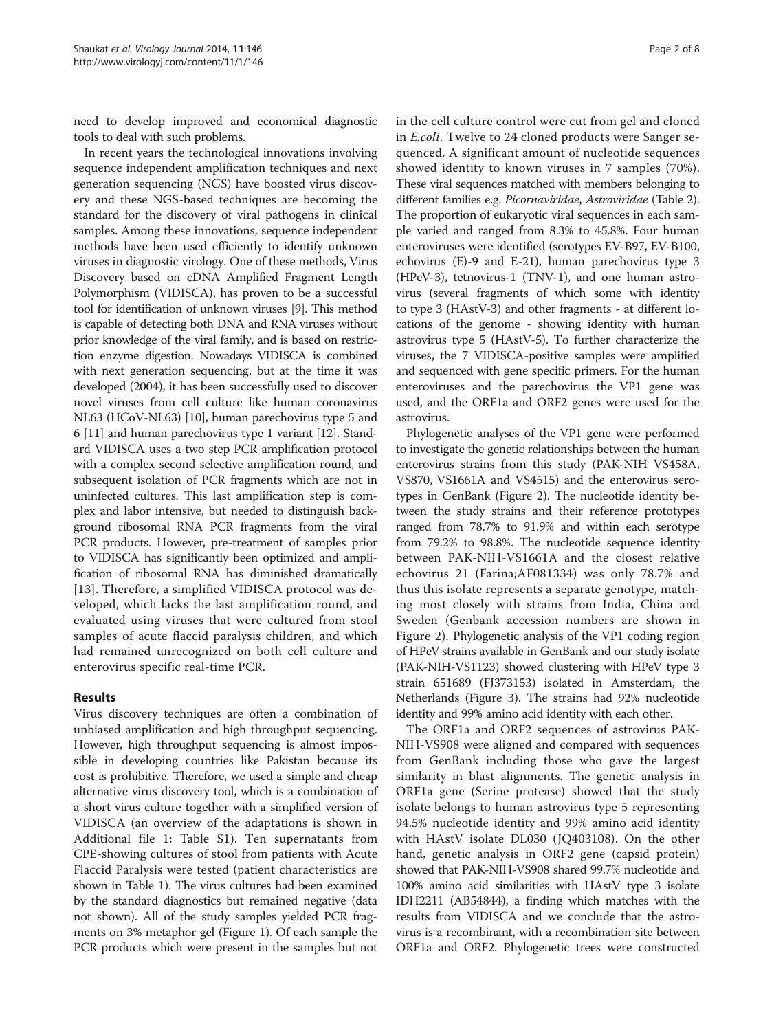need to develop improved and economical diagnostic tools to deal with such problems.

In recent years the technological innovations involving sequence independent amplification techniques and next generation sequencing (NGS) have boosted virus discovery and these NGS-based techniques are becoming the standard for the clinical samples. Among these innovations, sequence independent methods have been used efficiently to identify unknown viruses in diagnostic virology. One of these methods, Virus Discovery based on cDNA Amplified Fragment Length Polymorphism (VIDISCA), has proven to be a successful tool for identification of unknown viruses [9]. This method is capable of detecting both DNA and RNA viruses without prior knowledge of the viral family, and is based on restriction enzyme digestion. Nowadays VIDISCA is combined with next generation sequencing, but at the time it was developed (2004), it has been successfully used to discover novel viruses from cell culture like human coronavirus NL63 (HCoV-NL63) [10], human parechovirus type 5 and 6 [11] and human parechovirus type 1 variant [12]. Standard VIDISCA uses a two step PCR amplification protocol with a complex second selective amplification round, and subsequent isolation of PCR fragments which are not in uninfected cultures. This last amplification step is complex and labor intensive, but needed to distinguish background ribosomal RNA PCR fragments from the viral PCR products. However, pre-treatment of samples prior to VIDISCA has significantly been optimized and amplification of ribosomal RNA has diminished dramatically [13]. Therefore, a simplified VIDISCA protocol was developed, which lacks the last amplification round, and evaluated using viruses that were cultured from stool samples of acute flaccid paralysis children, and which had remained unrecognized on both cell culture and enterovirus specific real-time PCR.

## Results

Virus discovery techniques are often a combination of unbiased amplification and high throughput sequencing. However, high throughput sequencing is almost impossible in developing countries like Pakistan because its cost is prohibitive. Therefore, we used a simple and cheap alternative virus discovery tool, which is a combination of a short virus culture together with a simplified version of VIDISCA (an overview of the adaptations is shown in Additional file 1: Table S1). Ten supernatants from CPE-showing cultures of stool from patients with Acute Flaccid Paralysis were tested (patient characteristics are shown in Table 1). The virus cultures had been examined by the standard diagnostics but remained negative (data not shown). All of the study samples yielded PCR fragments on 3% metaphor gel (Figure 1). Of each sample the PCR products which were present in the samples but not in the cell culture control were cut from gel and cloned in *E.coli*. Twelve to 24 cloned products were Sanger sequenced. A significant amount of nucleotide sequences showed identity to known viruses in 7 samples (70%). These viral sequences matched with members belonging to different families e.g. *Picornaviridae*, *Astroviridae* (Table 2). The proportion of eukaryotic viral sequences in each sample varied and ranged from 8.3% to 45.8%. Four human enteroviruses were identified (serotypes EV-B97, EV-B100, echovirus (E)-9 and E-21), human parechovirus type 3 (HPeV-3), tetnovirus-1 (TNV-1), and one human astrovirus (several fragments of which some with identity to type 3 (HAstV-3) and other fragments - at different locations of the genome - showing identity with human astrovirus type 5 (HAstV-5). To further characterize the viruses, the 7 VIDISCA-positive samples were amplified and sequenced with gene specific primers. For the human enteroviruses and the parechovirus the VP1 gene was used, and the ORF1a and ORF2 genes were used for the astrovirus.

Phylogenetic analyses of the VP1 gene were performed to investigate the genetic relationships between the human enterovirus strains from this study (PAK-NIH VS458A, VS870, VS1661A and VS4515) and the enterovirus serotypes in GenBank (Figure 2). The nucleotide identity between the study strains and their reference prototypes ranged from 78.7% to 91.9% and within each serotype from 79.2% to 98.8%. The nucleotide sequence identity between PAK-NIH-VS1661A and the closest relative echovirus 21 (Farina;AF081334) was only 78.7% and thus this isolate represents a separate genotype, matching most closely with strains from India, China and Sweden (Genbank accession numbers are shown in Figure 2). Phylogenetic analysis of the VP1 coding region of HPeV strains available in GenBank and our study isolate (PAK-NIH-VS1123) showed clustering with HPeV type 3 strain 651689 (FJ373153) isolated in Amsterdam, the Netherlands (Figure 3). The strains had 92% nucleotide identity and 99% amino acid identity with each other.

The ORF1a and ORF2 sequences of astrovirus PAK-NIH-VS908 were aligned and compared with sequences from GenBank including those who gave the largest similarity in blast alignments. The genetic analysis in ORF1a gene (Serine protease) showed that the study isolate belongs to human astrovirus type 5 representing 94.5% nucleotide identity and 99% amino acid identity with HAstV isolate DL030 (JQ403108). On the other hand, genetic analysis in ORF2 gene (capsid protein) showed that PAK-NIH-VS908 shared 99.7% nucleotide and 100% amino acid similarities with HAstV type 3 isolate IDH2211 (AB54844), a finding which matches with the results from VIDISCA and we conclude that the astrovirus is a recombinant, with a recombination site between ORF1a and ORF2. Phylogenetic trees were constructed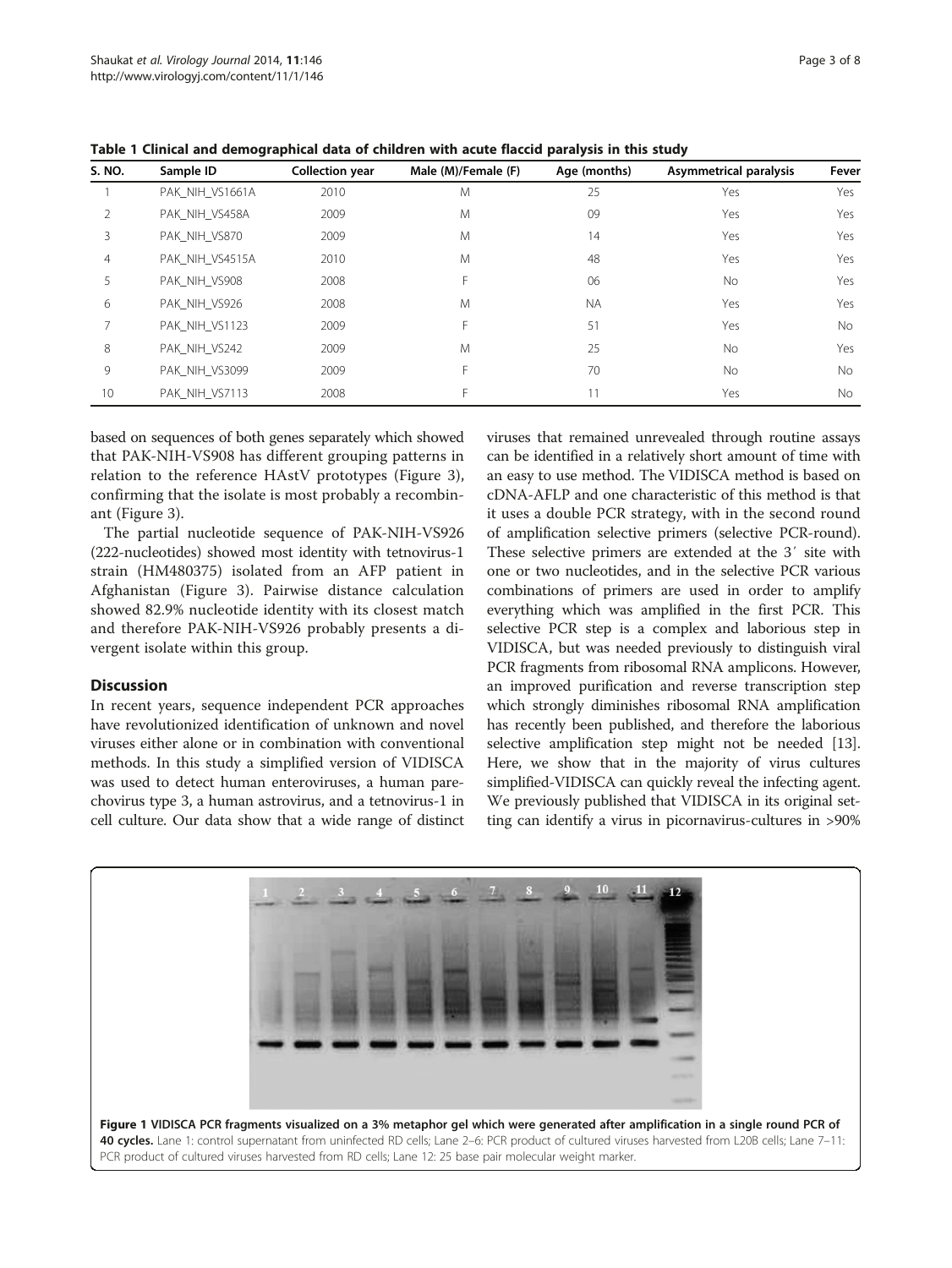**Table 1 Clinical and demographical data of children with acute flaccid paralysis in this study**

| S. NO. | Sample ID | Collection year | Male (M)/Female (F) | Age (months) | Asymmetrical paralysis | Fever |
|---|---|---|---|---|---|---|
| 1 | PAK_NIH_VS1661A | 2010 | M | 25 | Yes | Yes |
| 2 | PAK_NIH_VS458A | 2009 | M | 09 | Yes | Yes |
| 3 | PAK_NIH_VS870 | 2009 | M | 14 | Yes | Yes |
| 4 | PAK_NIH_VS4515A | 2010 | M | 48 | Yes | Yes |
| 5 | PAK_NIH_VS908 | 2008 | F | 06 | No | Yes |
| 6 | PAK_NIH_VS926 | 2008 | M | NA | Yes | Yes |
| 7 | PAK_NIH_VS1123 | 2009 | F | 51 | Yes | No |
| 8 | PAK_NIH_VS242 | 2009 | M | 25 | No | Yes |
| 9 | PAK_NIH_VS3099 | 2009 | F | 70 | No | No |
| 10 | PAK_NIH_VS7113 | 2008 | F | 11 | Yes | No |

based on sequences of both genes separately which showed that PAK-NIH-VS908 has different grouping patterns in relation to the reference HAstV prototypes (Figure 3), confirming that the isolate is most probably a recombinant (Figure 3).

The partial nucleotide sequence of PAK-NIH-VS926 (222-nucleotides) showed most identity with tetnovirus-1 strain (HM480375) isolated from an AFP patient in Afghanistan (Figure 3). Pairwise distance calculation showed 82.9% nucleotide identity with its closest match and therefore PAK-NIH-VS926 probably presents a divergent isolate within this group.

## Discussion

In recent years, sequence independent PCR approaches have revolutionized identification of unknown and novel viruses either alone or in combination with conventional methods. In this study a simplified version of VIDISCA was used to detect human enteroviruses, a human parechovirus type 3, a human astrovirus, and a tetnovirus-1 in cell culture. Our data show that a wide range of distinct viruses that remained unrevealed through routine assays can be identified in a relatively short amount of time with an easy to use method. The VIDISCA method is based on cDNA-AFLP and one characteristic of this method is that it uses a double PCR strategy, with in the second round of amplification selective primers (selective PCR-round). These selective primers are extended at the 3′ site with one or two nucleotides, and in the selective PCR various combinations of primers are used in order to amplify everything which was amplified in the first PCR. This selective PCR step is a complex and laborious step in VIDISCA, but was needed previously to distinguish viral PCR fragments from ribosomal RNA amplicons. However, an improved purification and reverse transcription step which strongly diminishes ribosomal RNA amplification has recently been published, and therefore the laborious selective amplification step might not be needed [13]. Here, we show that in the majority of virus cultures simplified-VIDISCA can quickly reveal the infecting agent. We previously published that VIDISCA in its original setting can identify a virus in picornavirus-cultures in >90%

**Figure 1 VIDISCA PCR fragments visualized on a 3% metaphor gel which were generated after amplification in a single round PCR of 40 cycles.** Lane 1: control supernatant from uninfected RD cells; Lane 2–6: PCR product of cultured viruses harvested from L20B cells; Lane 7–11: PCR product of cultured viruses harvested from RD cells; Lane 12: 25 base pair molecular weight marker.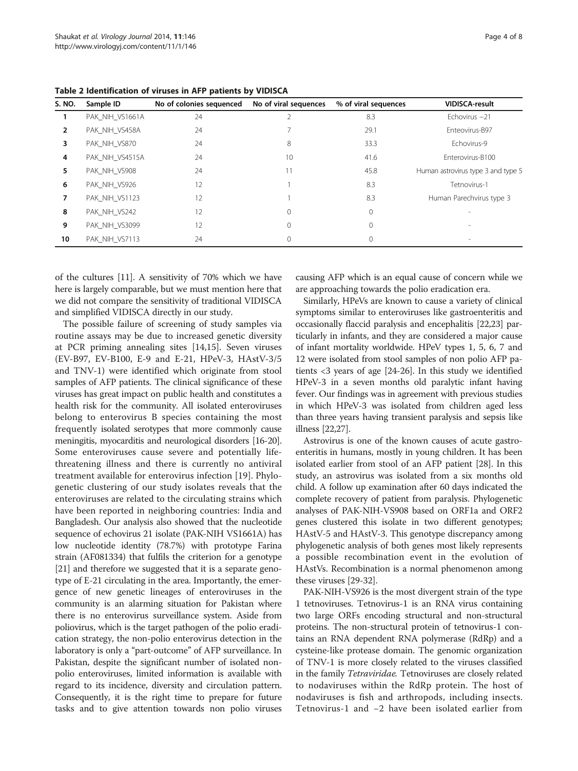**Table 2 Identification of viruses in AFP patients by VIDISCA**

| S. NO. | Sample ID | No of colonies sequenced | No of viral sequences | % of viral sequences | VIDISCA-result |
|---|---|---|---|---|---|
| 1 | PAK_NIH_VS1661A | 24 | 2 | 8.3 | Echovirus −21 |
| 2 | PAK_NIH_VS458A | 24 | 7 | 29.1 | Enteovirus-B97 |
| 3 | PAK_NIH_VS870 | 24 | 8 | 33.3 | Echovirus-9 |
| 4 | PAK_NIH_VS4515A | 24 | 10 | 41.6 | Enterovirus-B100 |
| 5 | PAK_NIH_VS908 | 24 | 11 | 45.8 | Human astrovirus type 3 and type 5 |
| 6 | PAK_NIH_VS926 | 12 | 1 | 8.3 | Tetnovirus-1 |
| 7 | PAK_NIH_VS1123 | 12 | 1 | 8.3 | Human Parechvirus type 3 |
| 8 | PAK_NIH_VS242 | 12 | 0 | 0 | - |
| 9 | PAK_NIH_VS3099 | 12 | 0 | 0 | - |
| 10 | PAK_NIH_VS7113 | 24 | 0 | 0 | - |

of the cultures [11]. A sensitivity of 70% which we have here is largely comparable, but we must mention here that we did not compare the sensitivity of traditional VIDISCA and simplified VIDISCA directly in our study.

The possible failure of screening of study samples via routine assays may be due to increased genetic diversity at PCR priming annealing sites [14,15]. Seven viruses (EV-B97, EV-B100, E-9 and E-21, HPeV-3, HAstV-3/5 and TNV-1) were identified which originate from stool samples of AFP patients. The clinical significance of these viruses has great impact on public health and constitutes a health risk for the community. All isolated enteroviruses belong to enterovirus B species containing the most frequently isolated serotypes that more commonly cause meningitis, myocarditis and neurological disorders [16-20]. Some enteroviruses cause severe and potentially life-threatening illness and there is currently no antiviral treatment available for enterovirus infection [19]. Phylogenetic clustering of our study isolates reveals that the enteroviruses are related to the circulating strains which have been reported in neighboring countries: India and Bangladesh. Our analysis also showed that the nucleotide sequence of echovirus 21 isolate (PAK-NIH VS1661A) has low nucleotide identity (78.7%) with prototype Farina strain (AF081334) that fulfils the criterion for a genotype [21] and therefore we suggested that it is a separate genotype of E-21 circulating in the area. Importantly, the emergence of new genetic lineages of enteroviruses in the community is an alarming situation for Pakistan where there is no enterovirus surveillance system. Aside from poliovirus, which is the target pathogen of the polio eradication strategy, the non-polio enterovirus detection in the laboratory is only a "part-outcome" of AFP surveillance. In Pakistan, despite the significant number of isolated non-polio enteroviruses, limited information is available with regard to its incidence, diversity and circulation pattern. Consequently, it is the right time to prepare for future tasks and to give attention towards non polio viruses causing AFP which is an equal cause of concern while we are approaching towards the polio eradication era.

Similarly, HPeVs are known to cause a variety of clinical symptoms similar to enteroviruses like gastroenteritis and occasionally flaccid paralysis and encephalitis [22,23] particularly in infants, and they are considered a major cause of infant mortality worldwide. HPeV types 1, 5, 6, 7 and 12 were isolated from stool samples of non polio AFP patients <3 years of age [24-26]. In this study we identified HPeV-3 in a seven months old paralytic infant having fever. Our findings was in agreement with previous studies in which HPeV-3 was isolated from children aged less than three years having transient paralysis and sepsis like illness [22,27].

Astrovirus is one of the known causes of acute gastroenteritis in humans, mostly in young children. It has been isolated earlier from stool of an AFP patient [28]. In this study, an astrovirus was isolated from a six months old child. A follow up examination after 60 days indicated the complete recovery of patient from paralysis. Phylogenetic analyses of PAK-NIH-VS908 based on ORF1a and ORF2 genes clustered this isolate in two different genotypes; HAstV-5 and HAstV-3. This genotype discrepancy among phylogenetic analysis of both genes most likely represents a possible recombination event in the evolution of HAstVs. Recombination is a normal phenomenon among these viruses [29-32].

PAK-NIH-VS926 is the most divergent strain of the type 1 tetnoviruses. Tetnovirus-1 is an RNA virus containing two large ORFs encoding structural and non-structural proteins. The non-structural protein of tetnovirus-1 contains an RNA dependent RNA polymerase (RdRp) and a cysteine-like protease domain. The genomic organization of TNV-1 is more closely related to the viruses classified in the family *Tetraviridae*. Tetnoviruses are closely related to nodaviruses within the RdRp protein. The host of nodaviruses is fish and arthropods, including insects. Tetnovirus-1 and −2 have been isolated earlier from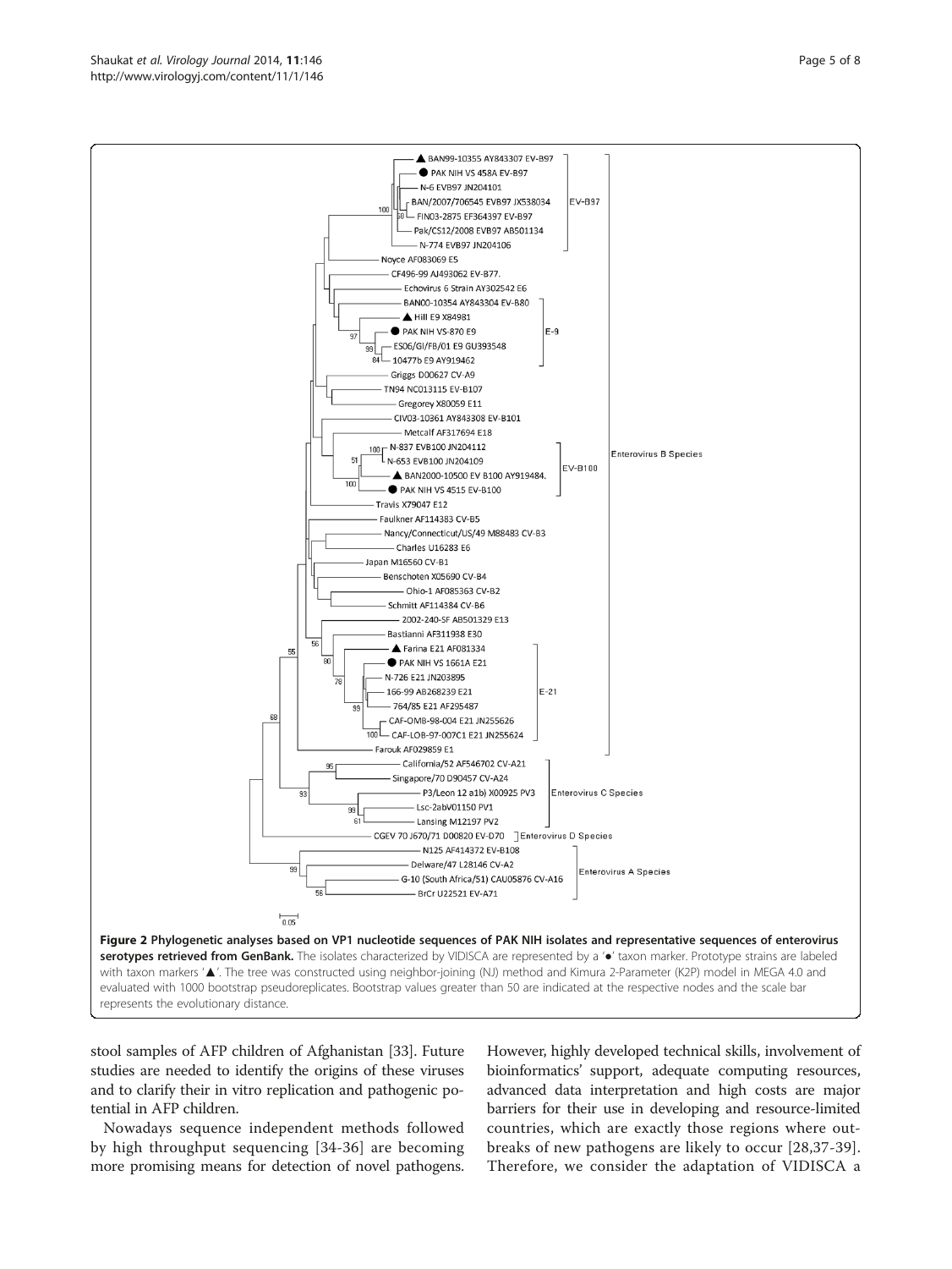**Figure 2 Phylogenetic analyses based on VP1 nucleotide sequences of PAK NIH isolates and representative sequences of enterovirus serotypes retrieved from GenBank.** The isolates characterized by VIDISCA are represented by a '●' taxon marker. Prototype strains are labeled with taxon markers '▲'. The tree was constructed using neighbor-joining (NJ) method and Kimura 2-Parameter (K2P) model in MEGA 4.0 and evaluated with 1000 bootstrap pseudoreplicates. Bootstrap values greater than 50 are indicated at the respective nodes and the scale bar represents the evolutionary distance.

stool samples of AFP children of Afghanistan [33]. Future studies are needed to identify the origins of these viruses and to clarify their in vitro replication and pathogenic potential in AFP children.

Nowadays sequence independent methods followed by high throughput sequencing [34-36] are becoming more promising means for detection of novel pathogens. However, highly developed technical skills, involvement of bioinformatics' support, adequate computing resources, advanced data interpretation and high costs are major barriers for their use in developing and resource-limited countries, which are exactly those regions where outbreaks of new pathogens are likely to occur [28,37-39]. Therefore, we consider the adaptation of VIDISCA a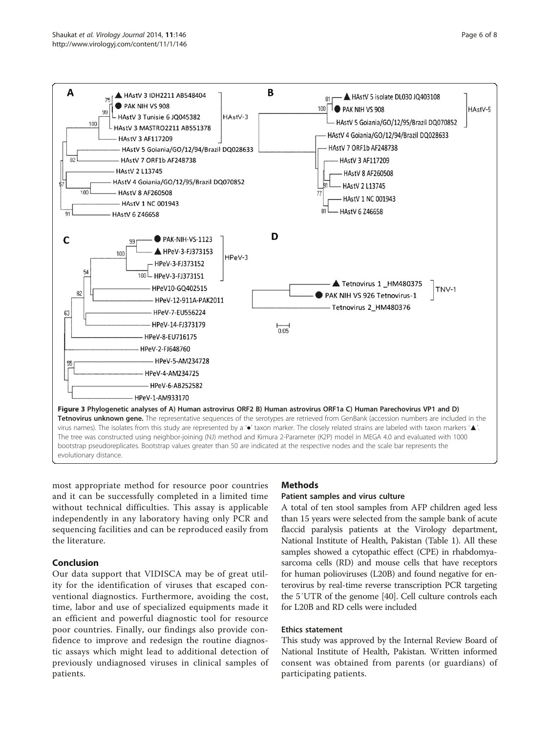**Figure 3 Phylogenetic analyses of A) Human astrovirus ORF2 B) Human astrovirus ORF1a C) Human Parechovirus VP1 and D) Tetnovirus unknown gene.** The representative sequences of the serotypes are retrieved from GenBank (accession numbers are included in the virus names). The isolates from this study are represented by a '●' taxon marker. The closely related strains are labeled with taxon markers '▲'. The tree was constructed using neighbor-joining (NJ) method and Kimura 2-Parameter (K2P) model in MEGA 4.0 and evaluated with 1000 bootstrap pseudoreplicates. Bootstrap values greater than 50 are indicated at the respective nodes and the scale bar represents the evolutionary distance.

most appropriate method for resource poor countries and it can be successfully completed in a limited time without technical difficulties. This assay is applicable independently in any laboratory having only PCR and sequencing facilities and can be reproduced easily from the literature.

## Conclusion

Our data support that VIDISCA may be of great utility for the identification of viruses that escaped conventional diagnostics. Furthermore, avoiding the cost, time, labor and use of specialized equipments made it an efficient and powerful diagnostic tool for resource poor countries. Finally, our findings also provide confidence to improve and redesign the routine diagnostic assays which might lead to additional detection of previously undiagnosed viruses in clinical samples of patients.

## Methods

### Patient samples and virus culture

A total of ten stool samples from AFP children aged less than 15 years were selected from the sample bank of acute flaccid paralysis patients at the Virology department, National Institute of Health, Pakistan (Table 1). All these samples showed a cytopathic effect (CPE) in rhabdomyasarcoma cells (RD) and mouse cells that have receptors for human polioviruses (L20B) and found negative for enterovirus by real-time reverse transcription PCR targeting the 5′UTR of the genome [40]. Cell culture controls each for L20B and RD cells were included

### Ethics statement

This study was approved by the Internal Review Board of National Institute of Health, Pakistan. Written informed consent was obtained from parents (or guardians) of participating patients.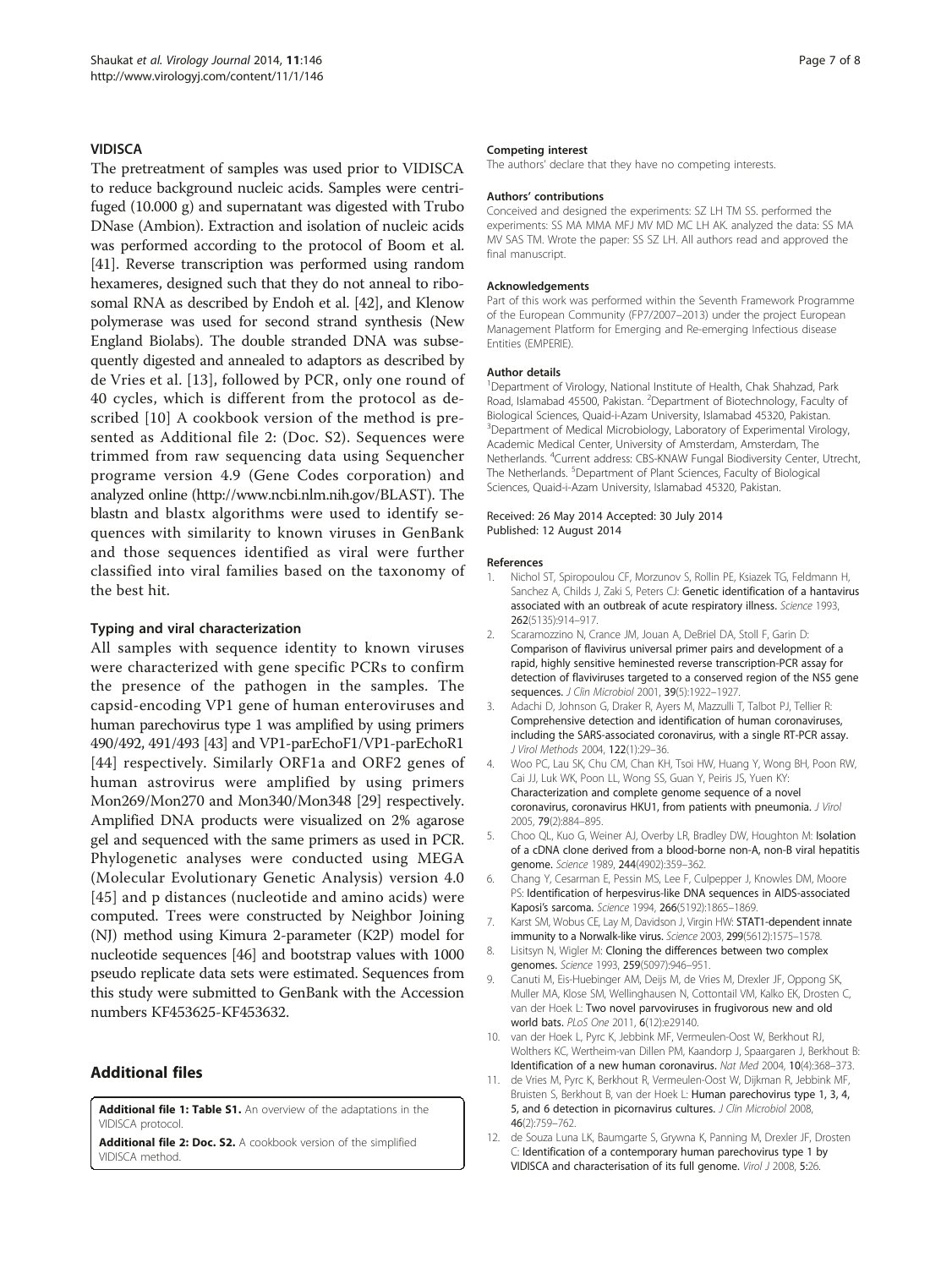### VIDISCA

The pretreatment of samples was used prior to VIDISCA to reduce background nucleic acids. Samples were centrifuged (10.000 g) and supernatant was digested with Trubo DNase (Ambion). Extraction and isolation of nucleic acids was performed according to the protocol of Boom et al. [41]. Reverse transcription was performed using random hexameres, designed such that they do not anneal to ribosomal RNA as described by Endoh et al. [42], and Klenow polymerase was used for second strand synthesis (New England Biolabs). The double stranded DNA was subsequently digested and annealed to adaptors as described by de Vries et al. [13], followed by PCR, only one round of 40 cycles, which is different from the protocol as described [10] A cookbook version of the method is presented as Additional file 2: (Doc. S2). Sequences were trimmed from raw sequencing data using Sequencher programe version 4.9 (Gene Codes corporation) and analyzed online (http://www.ncbi.nlm.nih.gov/BLAST). The blastn and blastx algorithms were used to identify sequences with similarity to known viruses in GenBank and those sequences identified as viral were further classified into viral families based on the taxonomy of the best hit.

### Typing and viral characterization

All samples with sequence identity to known viruses were characterized with gene specific PCRs to confirm the presence of the pathogen in the samples. The capsid-encoding VP1 gene of human enteroviruses and human parechovirus type 1 was amplified by using primers 490/492, 491/493 [43] and VP1-parEchoF1/VP1-parEchoR1 [44] respectively. Similarly ORF1a and ORF2 genes of human astrovirus were amplified by using primers Mon269/Mon270 and Mon340/Mon348 [29] respectively. Amplified DNA products were visualized on 2% agarose gel and sequenced with the same primers as used in PCR. Phylogenetic analyses were conducted using MEGA (Molecular Evolutionary Genetic Analysis) version 4.0 [45] and p distances (nucleotide and amino acids) were computed. Trees were constructed by Neighbor Joining (NJ) method using Kimura 2-parameter (K2P) model for nucleotide sequences [46] and bootstrap values with 1000 pseudo replicate data sets were estimated. Sequences from this study were submitted to GenBank with the Accession numbers KF453625-KF453632.

## Additional files

**Additional file 1: Table S1.** An overview of the adaptations in the VIDISCA protocol.

**Additional file 2: Doc. S2.** A cookbook version of the simplified VIDISCA method.

#### Competing interest

The authors' declare that they have no competing interests.

#### Authors' contributions

Conceived and designed the experiments: SZ LH TM SS. performed the experiments: SS MA MMA MFJ MV MD MC LH AK. analyzed the data: SS MA MV SAS TM. Wrote the paper: SS SZ LH. All authors read and approved the final manuscript.

#### Acknowledgements

Part of this work was performed within the Seventh Framework Programme of the European Community (FP7/2007–2013) under the project European Management Platform for Emerging and Re-emerging Infectious disease Entities (EMPERIE).

#### Author details

[1]Department of Virology, National Institute of Health, Chak Shahzad, Park Road, Islamabad 45500, Pakistan. [2]Department of Biotechnology, Faculty of Biological Sciences, Quaid-i-Azam University, Islamabad 45320, Pakistan. [3]Department of Medical Microbiology, Laboratory of Experimental Virology, Academic Medical Center, University of Amsterdam, Amsterdam, The Netherlands. [4]Current address: CBS-KNAW Fungal Biodiversity Center, Utrecht, The Netherlands. [5]Department of Plant Sciences, Faculty of Biological Sciences, Quaid-i-Azam University, Islamabad 45320, Pakistan.

Received: 26 May 2014 Accepted: 30 July 2014
Published: 12 August 2014

#### References

1. Nichol ST, Spiropoulou CF, Morzunov S, Rollin PE, Ksiazek TG, Feldmann H, Sanchez A, Childs J, Zaki S, Peters CJ: **Genetic identification of a hantavirus associated with an outbreak of acute respiratory illness.** *Science* 1993, **262**(5135):914–917.
2. Scaramozzino N, Crance JM, Jouan A, DeBriel DA, Stoll F, Garin D: **Comparison of flavivirus universal primer pairs and development of a rapid, highly sensitive heminested reverse transcription-PCR assay for detection of flaviviruses targeted to a conserved region of the NS5 gene sequences.** *J Clin Microbiol* 2001, **39**(5):1922–1927.
3. Adachi D, Johnson G, Draker R, Ayers M, Mazzulli T, Talbot PJ, Tellier R: **Comprehensive detection and identification of human coronaviruses, including the SARS-associated coronavirus, with a single RT-PCR assay.** *J Virol Methods* 2004, **122**(1):29–36.
4. Woo PC, Lau SK, Chu CM, Chan KH, Tsoi HW, Huang Y, Wong BH, Poon RW, Cai JJ, Luk WK, Poon LL, Wong SS, Guan Y, Peiris JS, Yuen KY: **Characterization and complete genome sequence of a novel coronavirus, coronavirus HKU1, from patients with pneumonia.** *J Virol* 2005, **79**(2):884–895.
5. Choo QL, Kuo G, Weiner AJ, Overby LR, Bradley DW, Houghton M: **Isolation of a cDNA clone derived from a blood-borne non-A, non-B viral hepatitis genome.** *Science* 1989, **244**(4902):359–362.
6. Chang Y, Cesarman E, Pessin MS, Lee F, Culpepper J, Knowles DM, Moore PS: **Identification of herpesvirus-like DNA sequences in AIDS-associated Kaposi's sarcoma.** *Science* 1994, **266**(5192):1865–1869.
7. Karst SM, Wobus CE, Lay M, Davidson J, Virgin HW: **STAT1-dependent innate immunity to a Norwalk-like virus.** *Science* 2003, **299**(5612):1575–1578.
8. Lisitsyn N, Wigler M: **Cloning the differences between two complex genomes.** *Science* 1993, **259**(5097):946–951.
9. Canuti M, Eis-Huebinger AM, Deijs M, de Vries M, Drexler JF, Oppong SK, Muller MA, Klose SM, Wellinghausen N, Cottontail VM, Kalko EK, Drosten C, van der Hoek L: **Two novel parvoviruses in frugivorous new and old world bats.** *PLoS One* 2011, **6**(12):e29140.
10. van der Hoek L, Pyrc K, Jebbink MF, Vermeulen-Oost W, Berkhout RJ, Wolthers KC, Wertheim-van Dillen PM, Kaandorp J, Spaargaren J, Berkhout B: **Identification of a new human coronavirus.** *Nat Med* 2004, **10**(4):368–373.
11. de Vries M, Pyrc K, Berkhout R, Vermeulen-Oost W, Dijkman R, Jebbink MF, Bruisten S, Berkhout B, van der Hoek L: **Human parechovirus type 1, 3, 4, 5, and 6 detection in picornavirus cultures.** *J Clin Microbiol* 2008, **46**(2):759–762.
12. de Souza Luna LK, Baumgarte S, Grywna K, Panning M, Drexler JF, Drosten C: **Identification of a contemporary human parechovirus type 1 by VIDISCA and characterisation of its full genome.** *Virol J* 2008, **5**:26.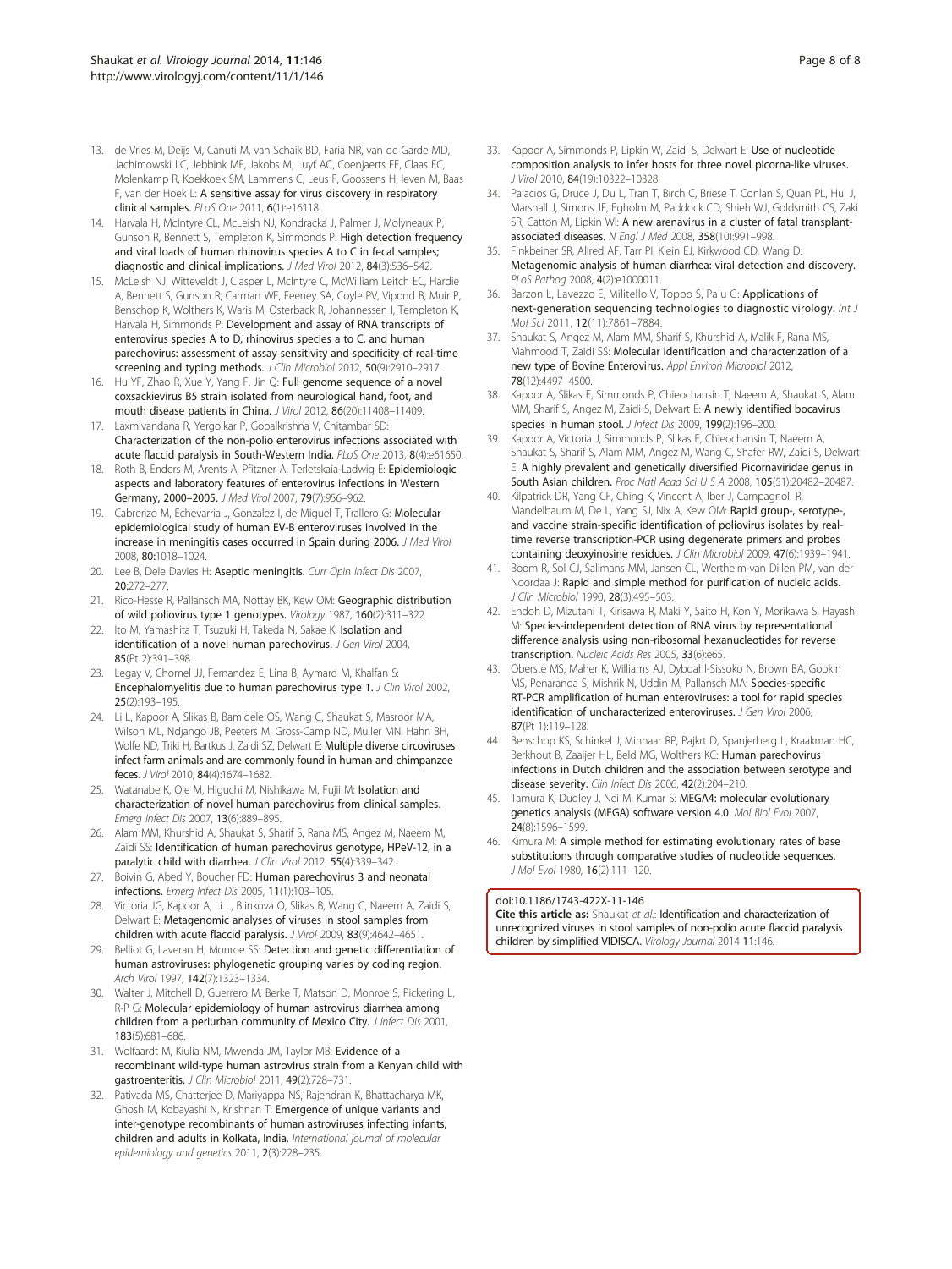13. de Vries M, Deijs M, Canuti M, van Schaik BD, Faria NR, van de Garde MD, Jachimowski LC, Jebbink MF, Jakobs M, Luyf AC, Coenjaerts FE, Claas EC, Molenkamp R, Koekkoek SM, Lammens C, Leus F, Goossens H, Ieven M, Baas F, van der Hoek L: **A sensitive assay for virus discovery in respiratory clinical samples.** *PLoS One* 2011, **6**(1):e16118.
14. Harvala H, McIntyre CL, McLeish NJ, Kondracka J, Palmer J, Molyneaux P, Gunson R, Bennett S, Templeton K, Simmonds P: **High detection frequency and viral loads of human rhinovirus species A to C in fecal samples; diagnostic and clinical implications.** *J Med Virol* 2012, **84**(3):536–542.
15. McLeish NJ, Witteveldt J, Clasper L, McIntyre C, McWilliam Leitch EC, Hardie A, Bennett S, Gunson R, Carman WF, Feeney SA, Coyle PV, Vipond B, Muir P, Benschop K, Wolthers K, Waris M, Osterback R, Johannessen I, Templeton K, Harvala H, Simmonds P: **Development and assay of RNA transcripts of enterovirus species A to D, rhinovirus species a to C, and human parechovirus: assessment of assay sensitivity and specificity of real-time screening and typing methods.** *J Clin Microbiol* 2012, **50**(9):2910–2917.
16. Hu YF, Zhao R, Xue Y, Yang F, Jin Q: **Full genome sequence of a novel coxsackievirus B5 strain isolated from neurological hand, foot, and mouth disease patients in China.** *J Virol* 2012, **86**(20):11408–11409.
17. Laxmivandana R, Yergolkar P, Gopalkrishna V, Chitambar SD: **Characterization of the non-polio enterovirus infections associated with acute flaccid paralysis in South-Western India.** *PLoS One* 2013, **8**(4):e61650.
18. Roth B, Enders M, Arents A, Pfitzner A, Terletskaia-Ladwig E: **Epidemiologic aspects and laboratory features of enterovirus infections in Western Germany, 2000–2005.** *J Med Virol* 2007, **79**(7):956–962.
19. Cabrerizo M, Echevarria J, Gonzalez I, de Miguel T, Trallero G: **Molecular epidemiological study of human EV-B enteroviruses involved in the increase in meningitis cases occurred in Spain during 2006.** *J Med Virol* 2008, **80:**1018–1024.
20. Lee B, Dele Davies H: **Aseptic meningitis.** *Curr Opin Infect Dis* 2007, **20:**272–277.
21. Rico-Hesse R, Pallansch MA, Nottay BK, Kew OM: **Geographic distribution of wild poliovirus type 1 genotypes.** *Virology* 1987, **160**(2):311–322.
22. Ito M, Yamashita T, Tsuzuki H, Takeda N, Sakae K: **Isolation and identification of a novel human parechovirus.** *J Gen Virol* 2004, **85**(Pt 2):391–398.
23. Legay V, Chomel JJ, Fernandez E, Lina B, Aymard M, Khalfan S: **Encephalomyelitis due to human parechovirus type 1.** *J Clin Virol* 2002, **25**(2):193–195.
24. Li L, Kapoor A, Slikas B, Bamidele OS, Wang C, Shaukat S, Masroor MA, Wilson ML, Ndjango JB, Peeters M, Gross-Camp ND, Muller MN, Hahn BH, Wolfe ND, Triki H, Bartkus J, Zaidi SZ, Delwart E: **Multiple diverse circoviruses infect farm animals and are commonly found in human and chimpanzee feces.** *J Virol* 2010, **84**(4):1674–1682.
25. Watanabe K, Oie M, Higuchi M, Nishikawa M, Fujii M: **Isolation and characterization of novel human parechovirus from clinical samples.** *Emerg Infect Dis* 2007, **13**(6):889–895.
26. Alam MM, Khurshid A, Shaukat S, Sharif S, Rana MS, Angez M, Naeem M, Zaidi SS: **Identification of human parechovirus genotype, HPeV-12, in a paralytic child with diarrhea.** *J Clin Virol* 2012, **55**(4):339–342.
27. Boivin G, Abed Y, Boucher FD: **Human parechovirus 3 and neonatal infections.** *Emerg Infect Dis* 2005, **11**(1):103–105.
28. Victoria JG, Kapoor A, Li L, Blinkova O, Slikas B, Wang C, Naeem A, Zaidi S, Delwart E: **Metagenomic analyses of viruses in stool samples from children with acute flaccid paralysis.** *J Virol* 2009, **83**(9):4642–4651.
29. Belliot G, Laveran H, Monroe SS: **Detection and genetic differentiation of human astroviruses: phylogenetic grouping varies by coding region.** *Arch Virol* 1997, **142**(7):1323–1334.
30. Walter J, Mitchell D, Guerrero M, Berke T, Matson D, Monroe S, Pickering L, R-P G: **Molecular epidemiology of human astrovirus diarrhea among children from a periurban community of Mexico City.** *J Infect Dis* 2001, **183**(5):681–686.
31. Wolfaardt M, Kiulia NM, Mwenda JM, Taylor MB: **Evidence of a recombinant wild-type human astrovirus strain from a Kenyan child with gastroenteritis.** *J Clin Microbiol* 2011, **49**(2):728–731.
32. Pativada MS, Chatterjee D, Mariyappa NS, Rajendran K, Bhattacharya MK, Ghosh M, Kobayashi N, Krishnan T: **Emergence of unique variants and inter-genotype recombinants of human astroviruses infecting infants, children and adults in Kolkata, India.** *International journal of molecular epidemiology and genetics* 2011, **2**(3):228–235.
33. Kapoor A, Simmonds P, Lipkin W, Zaidi S, Delwart E: **Use of nucleotide composition analysis to infer hosts for three novel picorna-like viruses.** *J Virol* 2010, **84**(19):10322–10328.
34. Palacios G, Druce J, Du L, Tran T, Birch C, Briese T, Conlan S, Quan PL, Hui J, Marshall J, Simons JF, Egholm M, Paddock CD, Shieh WJ, Goldsmith CS, Zaki SR, Catton M, Lipkin WI: **A new arenavirus in a cluster of fatal transplant-associated diseases.** *N Engl J Med* 2008, **358**(10):991–998.
35. Finkbeiner SR, Allred AF, Tarr PI, Klein EJ, Kirkwood CD, Wang D: **Metagenomic analysis of human diarrhea: viral detection and discovery.** *PLoS Pathog* 2008, **4**(2):e1000011.
36. Barzon L, Lavezzo E, Militello V, Toppo S, Palu G: **Applications of next-generation sequencing technologies to diagnostic virology.** *Int J Mol Sci* 2011, **12**(11):7861–7884.
37. Shaukat S, Angez M, Alam MM, Sharif S, Khurshid A, Malik F, Rana MS, Mahmood T, Zaidi SS: **Molecular identification and characterization of a new type of Bovine Enterovirus.** *Appl Environ Microbiol* 2012, **78**(12):4497–4500.
38. Kapoor A, Slikas E, Simmonds P, Chieochansin T, Naeem A, Shaukat S, Alam MM, Sharif S, Angez M, Zaidi S, Delwart E: **A newly identified bocavirus species in human stool.** *J Infect Dis* 2009, **199**(2):196–200.
39. Kapoor A, Victoria J, Simmonds P, Slikas E, Chieochansin T, Naeem A, Shaukat S, Sharif S, Alam MM, Angez M, Wang C, Shafer RW, Zaidi S, Delwart E: **A highly prevalent and genetically diversified Picornaviridae genus in South Asian children.** *Proc Natl Acad Sci U S A* 2008, **105**(51):20482–20487.
40. Kilpatrick DR, Yang CF, Ching K, Vincent A, Iber J, Campagnoli R, Mandelbaum M, De L, Yang SJ, Nix A, Kew OM: **Rapid group-, serotype-, and vaccine strain-specific identification of poliovirus isolates by real-time reverse transcription-PCR using degenerate primers and probes containing deoxyinosine residues.** *J Clin Microbiol* 2009, **47**(6):1939–1941.
41. Boom R, Sol CJ, Salimans MM, Jansen CL, Wertheim-van Dillen PM, van der Noordaa J: **Rapid and simple method for purification of nucleic acids.** *J Clin Microbiol* 1990, **28**(3):495–503.
42. Endoh D, Mizutani T, Kirisawa R, Maki Y, Saito H, Kon Y, Morikawa S, Hayashi M: **Species-independent detection of RNA virus by representational difference analysis using non-ribosomal hexanucleotides for reverse transcription.** *Nucleic Acids Res* 2005, **33**(6):e65.
43. Oberste MS, Maher K, Williams AJ, Dybdahl-Sissoko N, Brown BA, Gookin MS, Penaranda S, Mishrik N, Uddin M, Pallansch MA: **Species-specific RT-PCR amplification of human enteroviruses: a tool for rapid species identification of uncharacterized enteroviruses.** *J Gen Virol* 2006, **87**(Pt 1):119–128.
44. Benschop KS, Schinkel J, Minnaar RP, Pajkrt D, Spanjerberg L, Kraakman HC, Berkhout B, Zaaijer HL, Beld MG, Wolthers KC: **Human parechovirus infections in Dutch children and the association between serotype and disease severity.** *Clin Infect Dis* 2006, **42**(2):204–210.
45. Tamura K, Dudley J, Nei M, Kumar S: **MEGA4: molecular evolutionary genetics analysis (MEGA) software version 4.0.** *Mol Biol Evol* 2007, **24**(8):1596–1599.
46. Kimura M: **A simple method for estimating evolutionary rates of base substitutions through comparative studies of nucleotide sequences.** *J Mol Evol* 1980, **16**(2):111–120.

doi:10.1186/1743-422X-11-146

**Cite this article as:** Shaukat *et al.*: Identification and characterization of unrecognized viruses in stool samples of non-polio acute flaccid paralysis children by simplified VIDISCA. *Virology Journal* 2014 **11**:146.